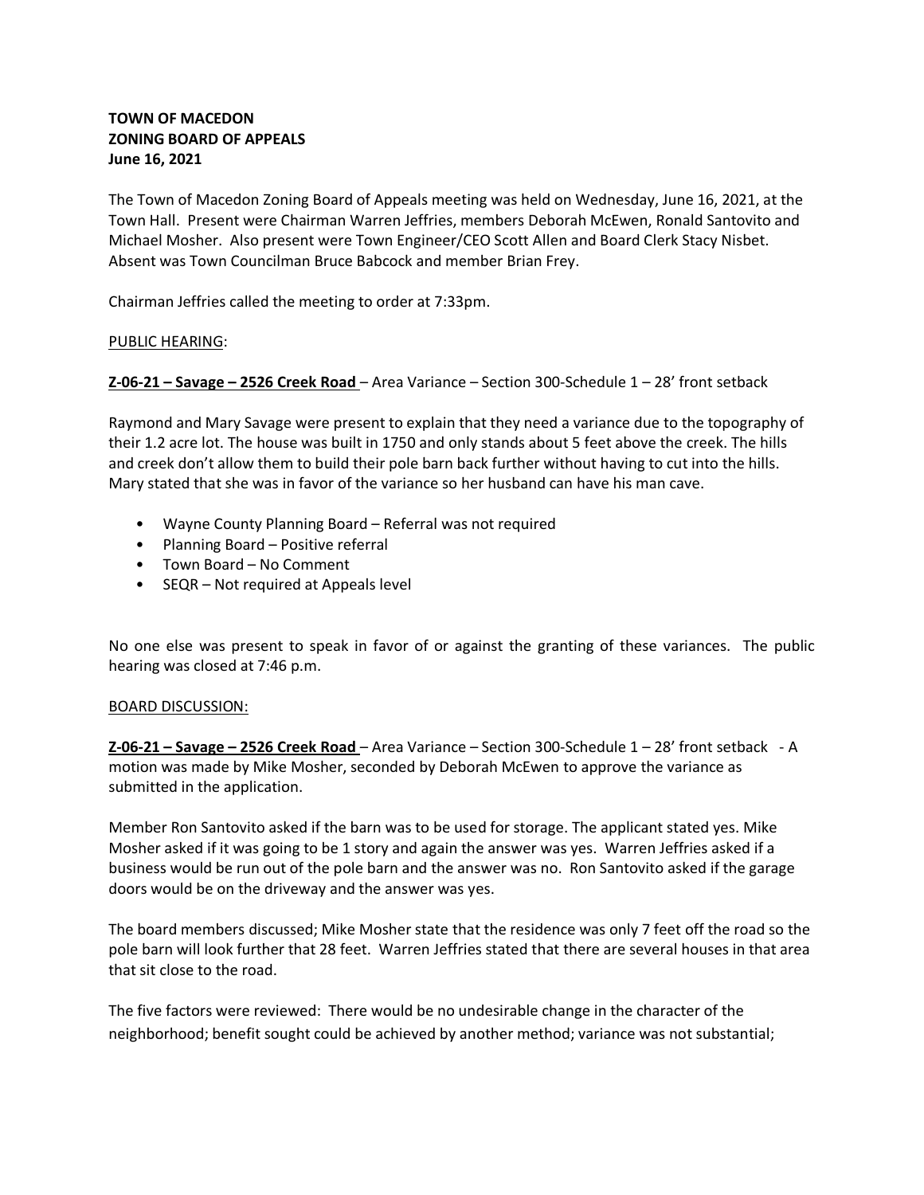**TOWN OF MACEDON**
**ZONING BOARD OF APPEALS**
**June 16, 2021**

The Town of Macedon Zoning Board of Appeals meeting was held on Wednesday, June 16, 2021, at the Town Hall. Present were Chairman Warren Jeffries, members Deborah McEwen, Ronald Santovito and Michael Mosher. Also present were Town Engineer/CEO Scott Allen and Board Clerk Stacy Nisbet. Absent was Town Councilman Bruce Babcock and member Brian Frey.

Chairman Jeffries called the meeting to order at 7:33pm.

PUBLIC HEARING:

**Z-06-21 – Savage – 2526 Creek Road** – Area Variance – Section 300-Schedule 1 – 28' front setback

Raymond and Mary Savage were present to explain that they need a variance due to the topography of their 1.2 acre lot. The house was built in 1750 and only stands about 5 feet above the creek. The hills and creek don't allow them to build their pole barn back further without having to cut into the hills. Mary stated that she was in favor of the variance so her husband can have his man cave.

- Wayne County Planning Board – Referral was not required
- Planning Board – Positive referral
- Town Board – No Comment
- SEQR – Not required at Appeals level

No one else was present to speak in favor of or against the granting of these variances. The public hearing was closed at 7:46 p.m.

BOARD DISCUSSION:

**Z-06-21 – Savage – 2526 Creek Road** – Area Variance – Section 300-Schedule 1 – 28' front setback - A motion was made by Mike Mosher, seconded by Deborah McEwen to approve the variance as submitted in the application.

Member Ron Santovito asked if the barn was to be used for storage. The applicant stated yes. Mike Mosher asked if it was going to be 1 story and again the answer was yes. Warren Jeffries asked if a business would be run out of the pole barn and the answer was no. Ron Santovito asked if the garage doors would be on the driveway and the answer was yes.

The board members discussed; Mike Mosher state that the residence was only 7 feet off the road so the pole barn will look further that 28 feet. Warren Jeffries stated that there are several houses in that area that sit close to the road.

The five factors were reviewed: There would be no undesirable change in the character of the neighborhood; benefit sought could be achieved by another method; variance was not substantial;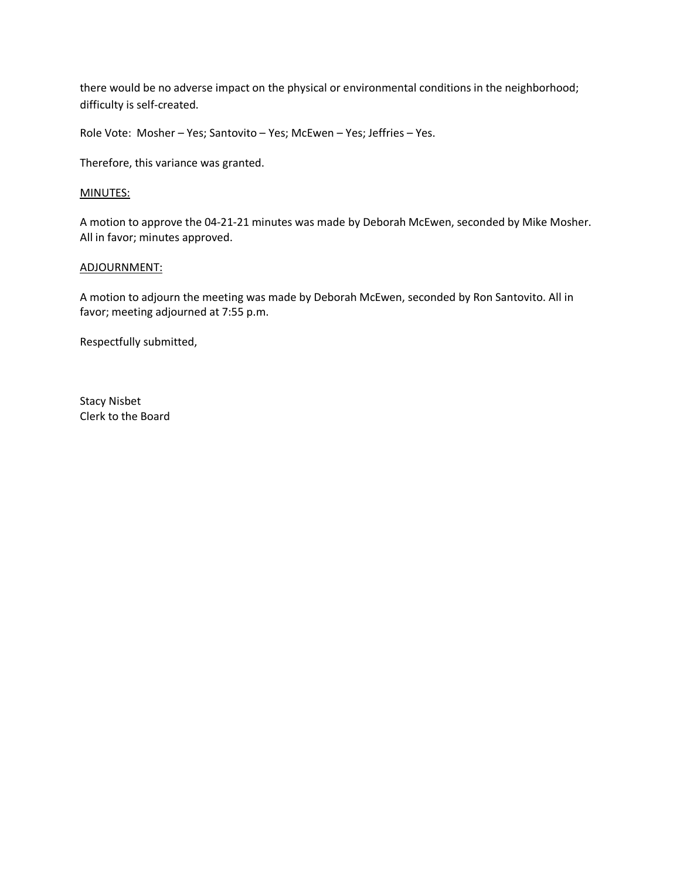there would be no adverse impact on the physical or environmental conditions in the neighborhood; difficulty is self-created.

Role Vote: Mosher – Yes; Santovito – Yes; McEwen – Yes; Jeffries – Yes.

Therefore, this variance was granted.

MINUTES:

A motion to approve the 04-21-21 minutes was made by Deborah McEwen, seconded by Mike Mosher. All in favor; minutes approved.

ADJOURNMENT:

A motion to adjourn the meeting was made by Deborah McEwen, seconded by Ron Santovito. All in favor; meeting adjourned at 7:55 p.m.

Respectfully submitted,

Stacy Nisbet
Clerk to the Board